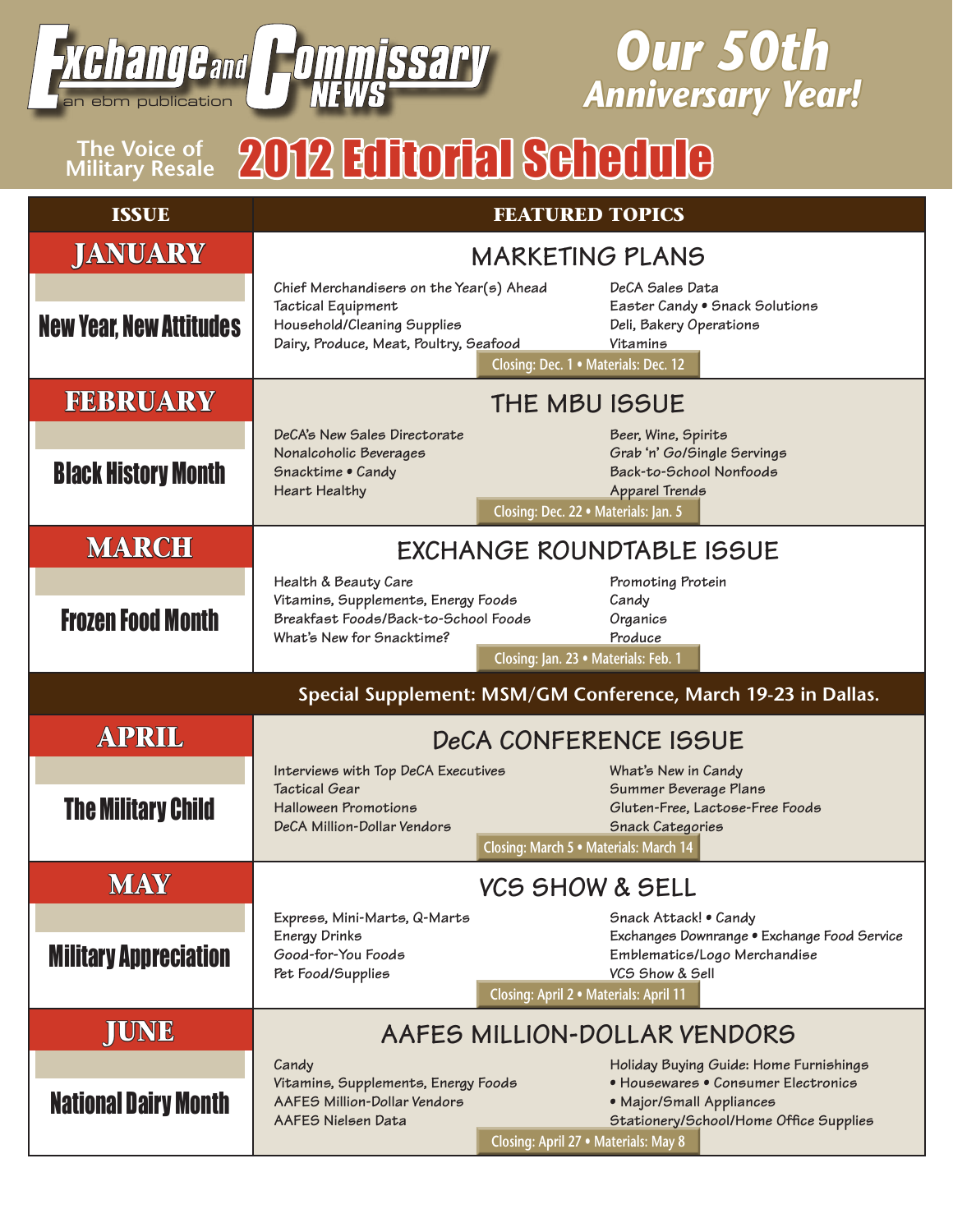# Exchange and Commissary NEWS

an ebm publication

**Our 50th Anniversary Year!**

The Voice of Military Resale

# 2012 Editorial Schedule

| ISSUE | FEATURED TOPICS |
|---|---|
| **JANUARY** — New Year, New Attitudes | **MARKETING PLANS**<br>Chief Merchandisers on the Year(s) Ahead<br>Tactical Equipment<br>Household/Cleaning Supplies<br>Dairy, Produce, Meat, Poultry, Seafood<br>DeCA Sales Data<br>Easter Candy • Snack Solutions<br>Deli, Bakery Operations<br>Vitamins<br>Closing: Dec. 1 • Materials: Dec. 12 |
| **FEBRUARY** — Black History Month | **THE MBU ISSUE**<br>DeCA's New Sales Directorate<br>Nonalcoholic Beverages<br>Snacktime • Candy<br>Heart Healthy<br>Beer, Wine, Spirits<br>Grab 'n' Go/Single Servings<br>Back-to-School Nonfoods<br>Apparel Trends<br>Closing: Dec. 22 • Materials: Jan. 5 |
| **MARCH** — Frozen Food Month | **EXCHANGE ROUNDTABLE ISSUE**<br>Health & Beauty Care<br>Vitamins, Supplements, Energy Foods<br>Breakfast Foods/Back-to-School Foods<br>What's New for Snacktime?<br>Promoting Protein<br>Candy<br>Organics<br>Produce<br>Closing: Jan. 23 • Materials: Feb. 1 |
| | **Special Supplement: MSM/GM Conference, March 19-23 in Dallas.** |
| **APRIL** — The Military Child | **DeCA CONFERENCE ISSUE**<br>Interviews with Top DeCA Executives<br>Tactical Gear<br>Halloween Promotions<br>DeCA Million-Dollar Vendors<br>What's New in Candy<br>Summer Beverage Plans<br>Gluten-Free, Lactose-Free Foods<br>Snack Categories<br>Closing: March 5 • Materials: March 14 |
| **MAY** — Military Appreciation | **VCS SHOW & SELL**<br>Express, Mini-Marts, Q-Marts<br>Energy Drinks<br>Good-for-You Foods<br>Pet Food/Supplies<br>Snack Attack! • Candy<br>Exchanges Downrange • Exchange Food Service<br>Emblematics/Logo Merchandise<br>VCS Show & Sell<br>Closing: April 2 • Materials: April 11 |
| **JUNE** — National Dairy Month | **AAFES MILLION-DOLLAR VENDORS**<br>Candy<br>Vitamins, Supplements, Energy Foods<br>AAFES Million-Dollar Vendors<br>AAFES Nielsen Data<br>Holiday Buying Guide: Home Furnishings • Housewares • Consumer Electronics • Major/Small Appliances<br>Stationery/School/Home Office Supplies<br>Closing: April 27 • Materials: May 8 |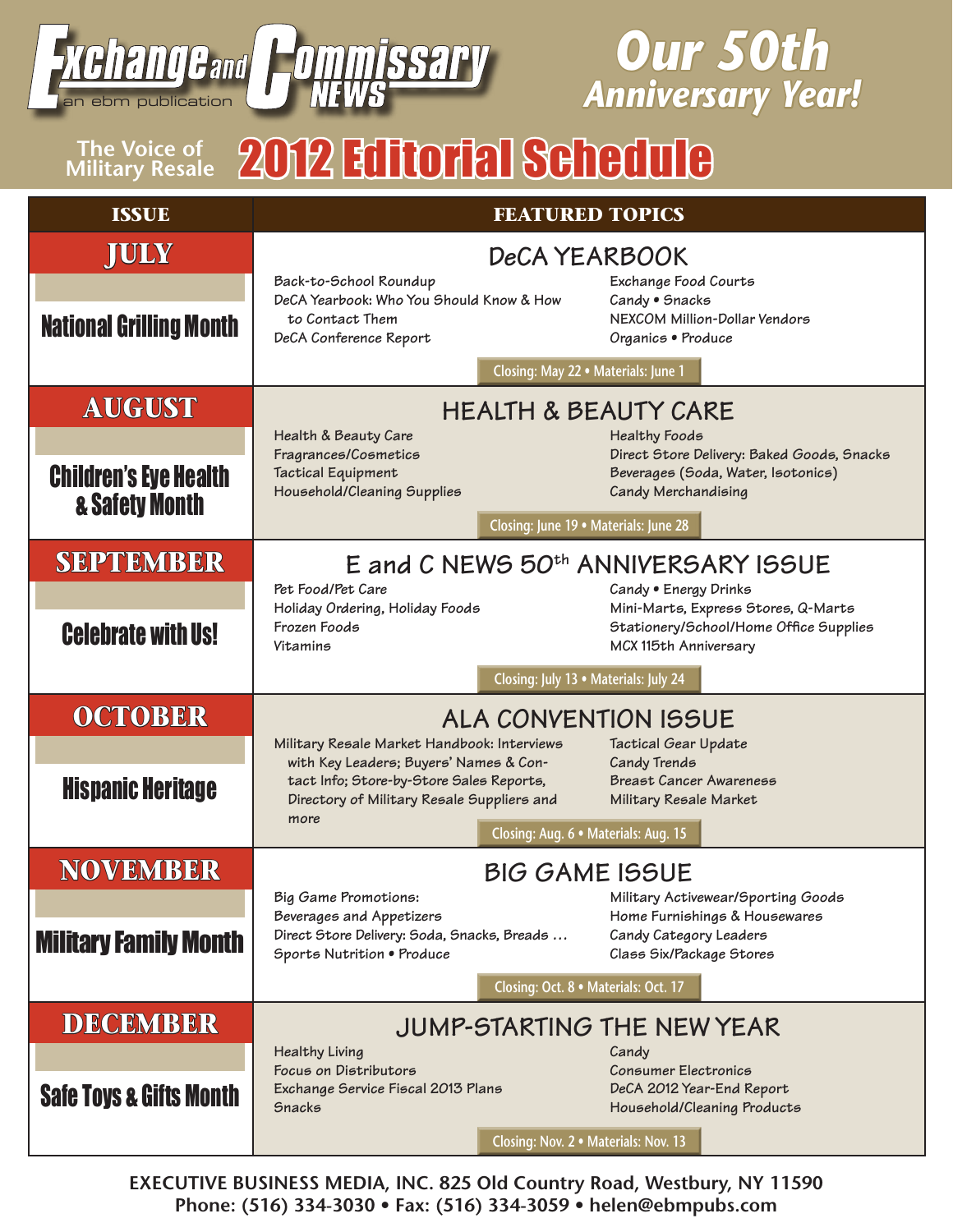# Exchange and Commissary NEWS

an ebm publication

The Voice of Military Resale

## Our 50th Anniversary Year!

# 2012 Editorial Schedule

| ISSUE | FEATURED TOPICS |
| --- | --- |
| **JULY** — National Grilling Month | **DeCA YEARBOOK**<br>Back-to-School Roundup<br>DeCA Yearbook: Who You Should Know & How to Contact Them<br>DeCA Conference Report<br>Exchange Food Courts<br>Candy • Snacks<br>NEXCOM Million-Dollar Vendors<br>Organics • Produce<br>Closing: May 22 • Materials: June 1 |
| **AUGUST** — Children's Eye Health & Safety Month | **HEALTH & BEAUTY CARE**<br>Health & Beauty Care<br>Fragrances/Cosmetics<br>Tactical Equipment<br>Household/Cleaning Supplies<br>Healthy Foods<br>Direct Store Delivery: Baked Goods, Snacks<br>Beverages (Soda, Water, Isotonics)<br>Candy Merchandising<br>Closing: June 19 • Materials: June 28 |
| **SEPTEMBER** — Celebrate with Us! | **E and C NEWS 50th ANNIVERSARY ISSUE**<br>Pet Food/Pet Care<br>Holiday Ordering, Holiday Foods<br>Frozen Foods<br>Vitamins<br>Candy • Energy Drinks<br>Mini-Marts, Express Stores, Q-Marts<br>Stationery/School/Home Office Supplies<br>MCX 115th Anniversary<br>Closing: July 13 • Materials: July 24 |
| **OCTOBER** — Hispanic Heritage | **ALA CONVENTION ISSUE**<br>Military Resale Market Handbook: Interviews with Key Leaders; Buyers' Names & Contact Info; Store-by-Store Sales Reports, Directory of Military Resale Suppliers and more<br>Tactical Gear Update<br>Candy Trends<br>Breast Cancer Awareness<br>Military Resale Market<br>Closing: Aug. 6 • Materials: Aug. 15 |
| **NOVEMBER** — Military Family Month | **BIG GAME ISSUE**<br>Big Game Promotions: Beverages and Appetizers<br>Direct Store Delivery: Soda, Snacks, Breads …<br>Sports Nutrition • Produce<br>Military Activewear/Sporting Goods<br>Home Furnishings & Housewares<br>Candy Category Leaders<br>Class Six/Package Stores<br>Closing: Oct. 8 • Materials: Oct. 17 |
| **DECEMBER** — Safe Toys & Gifts Month | **JUMP-STARTING THE NEW YEAR**<br>Healthy Living<br>Focus on Distributors<br>Exchange Service Fiscal 2013 Plans<br>Snacks<br>Candy<br>Consumer Electronics<br>DeCA 2012 Year-End Report<br>Household/Cleaning Products<br>Closing: Nov. 2 • Materials: Nov. 13 |

**EXECUTIVE BUSINESS MEDIA, INC. 825 Old Country Road, Westbury, NY 11590**
**Phone: (516) 334-3030 • Fax: (516) 334-3059 • helen@ebmpubs.com**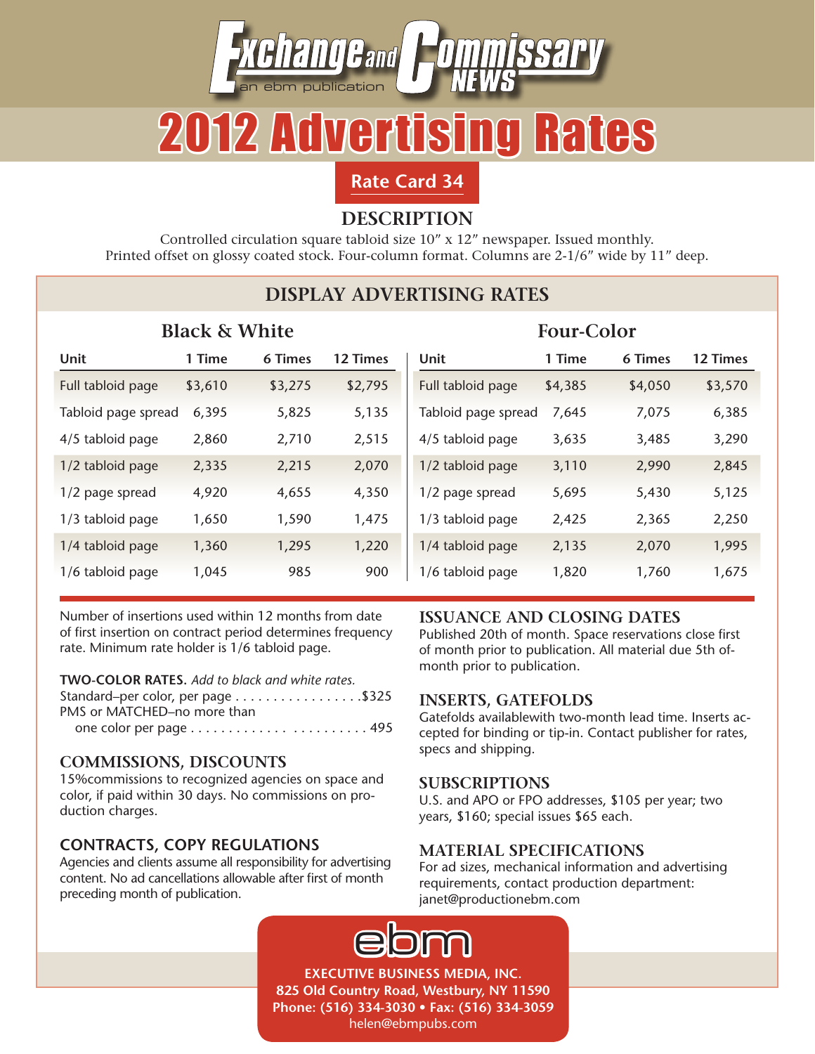# Exchange and Commissary News

an ebm publication

# 2012 Advertising Rates

**Rate Card 34**

## DESCRIPTION

Controlled circulation square tabloid size 10″ x 12″ newspaper. Issued monthly.
Printed offset on glossy coated stock. Four-column format. Columns are 2-1/6″ wide by 11″ deep.

## DISPLAY ADVERTISING RATES

### Black & White

| Unit | 1 Time | 6 Times | 12 Times |
|---|---|---|---|
| Full tabloid page | $3,610 | $3,275 | $2,795 |
| Tabloid page spread | 6,395 | 5,825 | 5,135 |
| 4/5 tabloid page | 2,860 | 2,710 | 2,515 |
| 1/2 tabloid page | 2,335 | 2,215 | 2,070 |
| 1/2 page spread | 4,920 | 4,655 | 4,350 |
| 1/3 tabloid page | 1,650 | 1,590 | 1,475 |
| 1/4 tabloid page | 1,360 | 1,295 | 1,220 |
| 1/6 tabloid page | 1,045 | 985 | 900 |

### Four-Color

| Unit | 1 Time | 6 Times | 12 Times |
|---|---|---|---|
| Full tabloid page | $4,385 | $4,050 | $3,570 |
| Tabloid page spread | 7,645 | 7,075 | 6,385 |
| 4/5 tabloid page | 3,635 | 3,485 | 3,290 |
| 1/2 tabloid page | 3,110 | 2,990 | 2,845 |
| 1/2 page spread | 5,695 | 5,430 | 5,125 |
| 1/3 tabloid page | 2,425 | 2,365 | 2,250 |
| 1/4 tabloid page | 2,135 | 2,070 | 1,995 |
| 1/6 tabloid page | 1,820 | 1,760 | 1,675 |

Number of insertions used within 12 months from date of first insertion on contract period determines frequency rate. Minimum rate holder is 1/6 tabloid page.

**TWO-COLOR RATES.** *Add to black and white rates.*
Standard–per color, per page . . . . . . . . . . . . . . . . .$325
PMS or MATCHED–no more than
one color per page . . . . . . . . . . . . . . . . . . . . . . 495

### COMMISSIONS, DISCOUNTS

15%commissions to recognized agencies on space and color, if paid within 30 days. No commissions on production charges.

### CONTRACTS, COPY REGULATIONS

Agencies and clients assume all responsibility for advertising content. No ad cancellations allowable after first of month preceding month of publication.

### ISSUANCE AND CLOSING DATES

Published 20th of month. Space reservations close first of month prior to publication. All material due 5th of-month prior to publication.

### INSERTS, GATEFOLDS

Gatefolds availablewith two-month lead time. Inserts accepted for binding or tip-in. Contact publisher for rates, specs and shipping.

### SUBSCRIPTIONS

U.S. and APO or FPO addresses, $105 per year; two years, $160; special issues $65 each.

### MATERIAL SPECIFICATIONS

For ad sizes, mechanical information and advertising requirements, contact production department: janet@productionebm.com

ebm

**EXECUTIVE BUSINESS MEDIA, INC.**
**825 Old Country Road, Westbury, NY 11590**
**Phone: (516) 334-3030 • Fax: (516) 334-3059**
helen@ebmpubs.com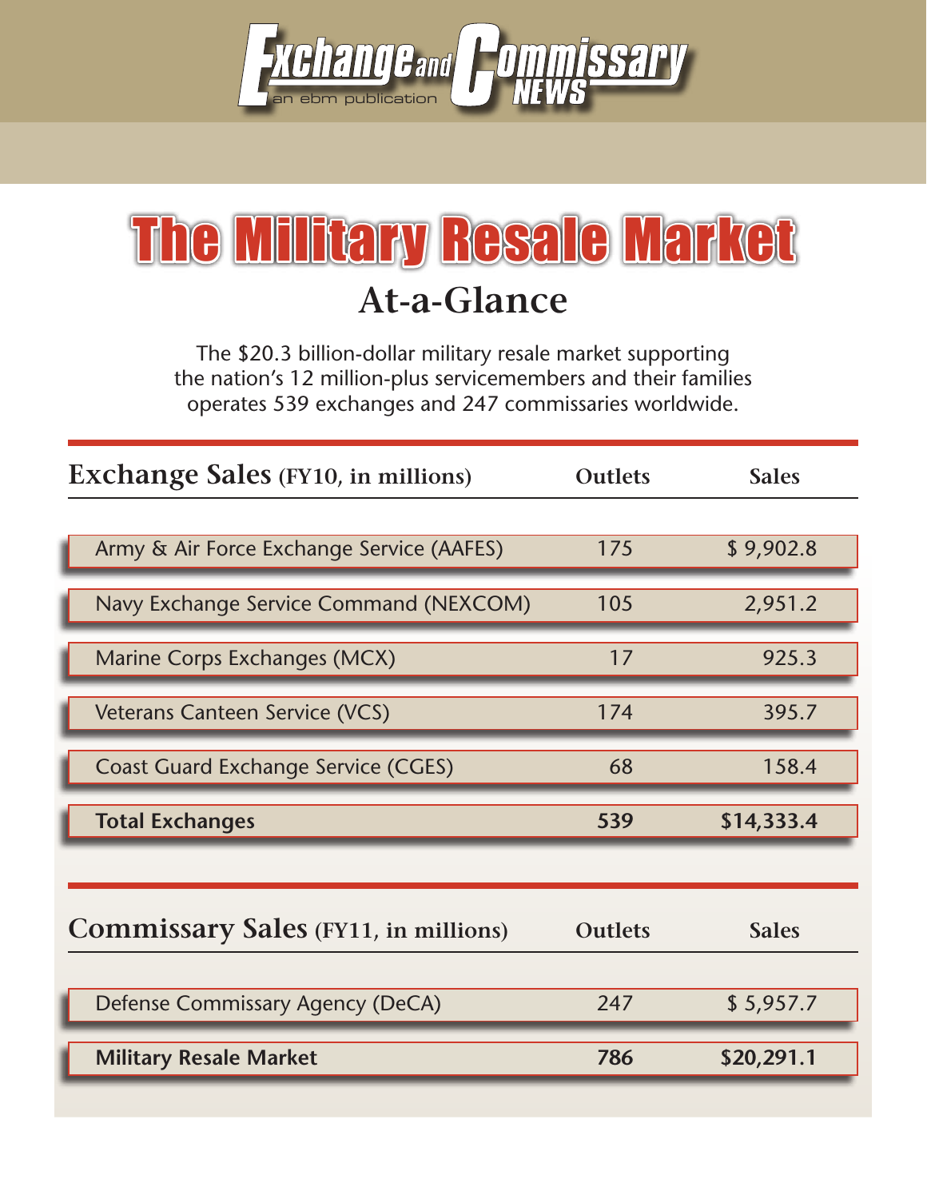Exchange and Commissary NEWS

an ebm publication

# The Military Resale Market

## At-a-Glance

The $20.3 billion-dollar military resale market supporting the nation's 12 million-plus servicemembers and their families operates 539 exchanges and 247 commissaries worldwide.

| Exchange Sales (FY10, in millions) | Outlets | Sales |
|---|---|---|
| Army & Air Force Exchange Service (AAFES) | 175 | $ 9,902.8 |
| Navy Exchange Service Command (NEXCOM) | 105 | 2,951.2 |
| Marine Corps Exchanges (MCX) | 17 | 925.3 |
| Veterans Canteen Service (VCS) | 174 | 395.7 |
| Coast Guard Exchange Service (CGES) | 68 | 158.4 |
| **Total Exchanges** | **539** | **$14,333.4** |

| Commissary Sales (FY11, in millions) | Outlets | Sales |
|---|---|---|
| Defense Commissary Agency (DeCA) | 247 | $ 5,957.7 |
| **Military Resale Market** | **786** | **$20,291.1** |